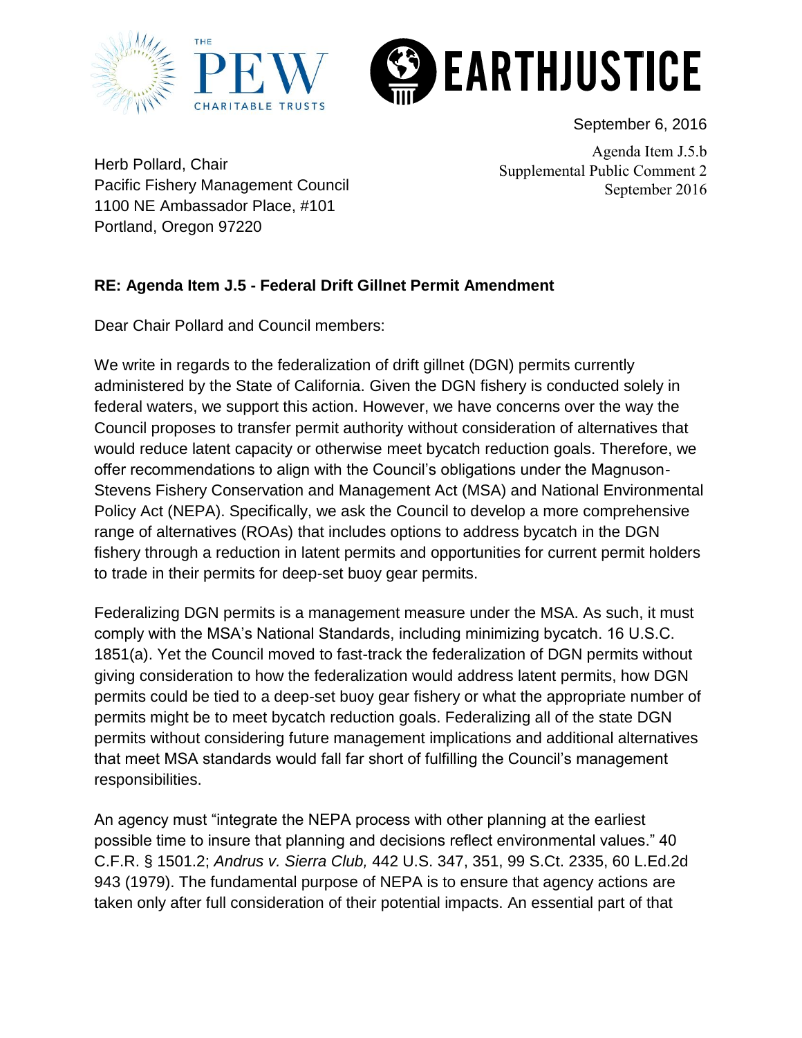September 6, 2016

Agenda Item J.5.b
Supplemental Public Comment 2
September 2016

Herb Pollard, Chair
Pacific Fishery Management Council
1100 NE Ambassador Place, #101
Portland, Oregon 97220

**RE: Agenda Item J.5 - Federal Drift Gillnet Permit Amendment**

Dear Chair Pollard and Council members:

We write in regards to the federalization of drift gillnet (DGN) permits currently administered by the State of California. Given the DGN fishery is conducted solely in federal waters, we support this action. However, we have concerns over the way the Council proposes to transfer permit authority without consideration of alternatives that would reduce latent capacity or otherwise meet bycatch reduction goals. Therefore, we offer recommendations to align with the Council's obligations under the Magnuson-Stevens Fishery Conservation and Management Act (MSA) and National Environmental Policy Act (NEPA). Specifically, we ask the Council to develop a more comprehensive range of alternatives (ROAs) that includes options to address bycatch in the DGN fishery through a reduction in latent permits and opportunities for current permit holders to trade in their permits for deep-set buoy gear permits.

Federalizing DGN permits is a management measure under the MSA. As such, it must comply with the MSA's National Standards, including minimizing bycatch. 16 U.S.C. 1851(a). Yet the Council moved to fast-track the federalization of DGN permits without giving consideration to how the federalization would address latent permits, how DGN permits could be tied to a deep-set buoy gear fishery or what the appropriate number of permits might be to meet bycatch reduction goals. Federalizing all of the state DGN permits without considering future management implications and additional alternatives that meet MSA standards would fall far short of fulfilling the Council's management responsibilities.

An agency must "integrate the NEPA process with other planning at the earliest possible time to insure that planning and decisions reflect environmental values." 40 C.F.R. § 1501.2; *Andrus v. Sierra Club,* 442 U.S. 347, 351, 99 S.Ct. 2335, 60 L.Ed.2d 943 (1979). The fundamental purpose of NEPA is to ensure that agency actions are taken only after full consideration of their potential impacts. An essential part of that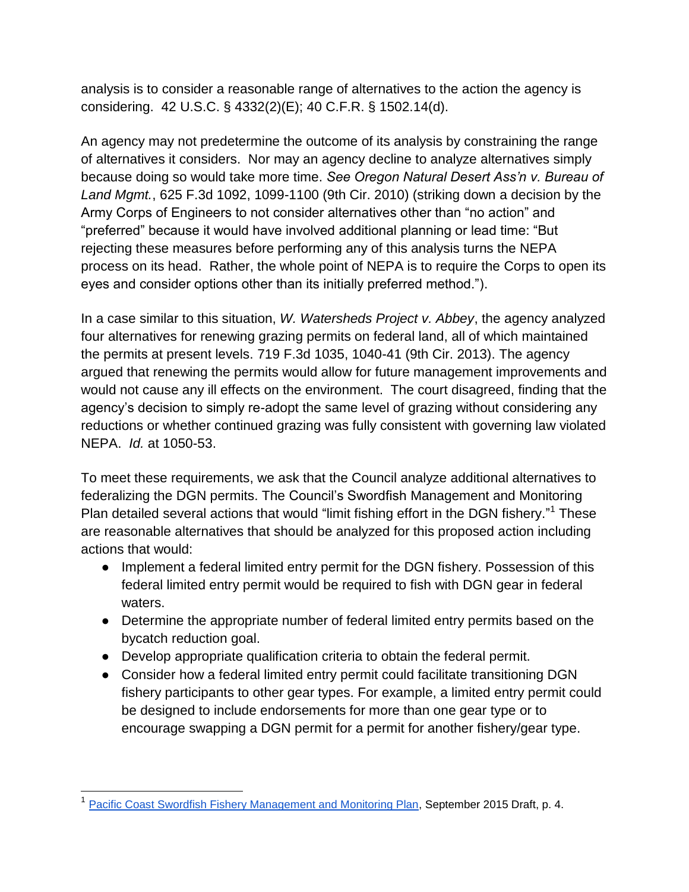analysis is to consider a reasonable range of alternatives to the action the agency is considering. 42 U.S.C. § 4332(2)(E); 40 C.F.R. § 1502.14(d).

An agency may not predetermine the outcome of its analysis by constraining the range of alternatives it considers. Nor may an agency decline to analyze alternatives simply because doing so would take more time. *See Oregon Natural Desert Ass'n v. Bureau of Land Mgmt.*, 625 F.3d 1092, 1099-1100 (9th Cir. 2010) (striking down a decision by the Army Corps of Engineers to not consider alternatives other than "no action" and "preferred" because it would have involved additional planning or lead time: "But rejecting these measures before performing any of this analysis turns the NEPA process on its head. Rather, the whole point of NEPA is to require the Corps to open its eyes and consider options other than its initially preferred method.").

In a case similar to this situation, *W. Watersheds Project v. Abbey*, the agency analyzed four alternatives for renewing grazing permits on federal land, all of which maintained the permits at present levels. 719 F.3d 1035, 1040-41 (9th Cir. 2013). The agency argued that renewing the permits would allow for future management improvements and would not cause any ill effects on the environment. The court disagreed, finding that the agency's decision to simply re-adopt the same level of grazing without considering any reductions or whether continued grazing was fully consistent with governing law violated NEPA. *Id.* at 1050-53.

To meet these requirements, we ask that the Council analyze additional alternatives to federalizing the DGN permits. The Council's Swordfish Management and Monitoring Plan detailed several actions that would "limit fishing effort in the DGN fishery."[1] These are reasonable alternatives that should be analyzed for this proposed action including actions that would:

- Implement a federal limited entry permit for the DGN fishery. Possession of this federal limited entry permit would be required to fish with DGN gear in federal waters.
- Determine the appropriate number of federal limited entry permits based on the bycatch reduction goal.
- Develop appropriate qualification criteria to obtain the federal permit.
- Consider how a federal limited entry permit could facilitate transitioning DGN fishery participants to other gear types. For example, a limited entry permit could be designed to include endorsements for more than one gear type or to encourage swapping a DGN permit for a permit for another fishery/gear type.

---

[1] Pacific Coast Swordfish Fishery Management and Monitoring Plan, September 2015 Draft, p. 4.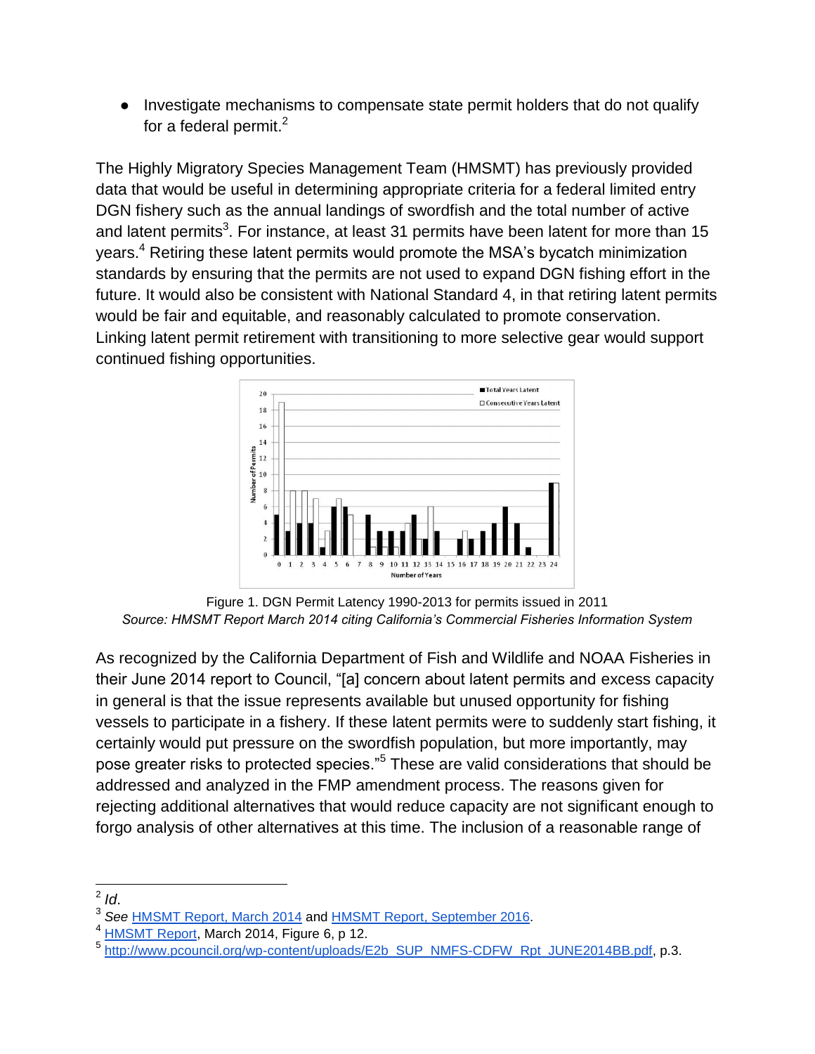- Investigate mechanisms to compensate state permit holders that do not qualify for a federal permit.[2]

The Highly Migratory Species Management Team (HMSMT) has previously provided data that would be useful in determining appropriate criteria for a federal limited entry DGN fishery such as the annual landings of swordfish and the total number of active and latent permits[3]. For instance, at least 31 permits have been latent for more than 15 years.[4] Retiring these latent permits would promote the MSA's bycatch minimization standards by ensuring that the permits are not used to expand DGN fishing effort in the future. It would also be consistent with National Standard 4, in that retiring latent permits would be fair and equitable, and reasonably calculated to promote conservation. Linking latent permit retirement with transitioning to more selective gear would support continued fishing opportunities.

Figure 1. DGN Permit Latency 1990-2013 for permits issued in 2011
*Source: HMSMT Report March 2014 citing California's Commercial Fisheries Information System*

As recognized by the California Department of Fish and Wildlife and NOAA Fisheries in their June 2014 report to Council, "[a] concern about latent permits and excess capacity in general is that the issue represents available but unused opportunity for fishing vessels to participate in a fishery. If these latent permits were to suddenly start fishing, it certainly would put pressure on the swordfish population, but more importantly, may pose greater risks to protected species."[5] These are valid considerations that should be addressed and analyzed in the FMP amendment process. The reasons given for rejecting additional alternatives that would reduce capacity are not significant enough to forgo analysis of other alternatives at this time. The inclusion of a reasonable range of

---

[2] *Id*.
[3] *See* HMSMT Report, March 2014 and HMSMT Report, September 2016.
[4] HMSMT Report, March 2014, Figure 6, p 12.
[5] http://www.pcouncil.org/wp-content/uploads/E2b_SUP_NMFS-CDFW_Rpt_JUNE2014BB.pdf, p.3.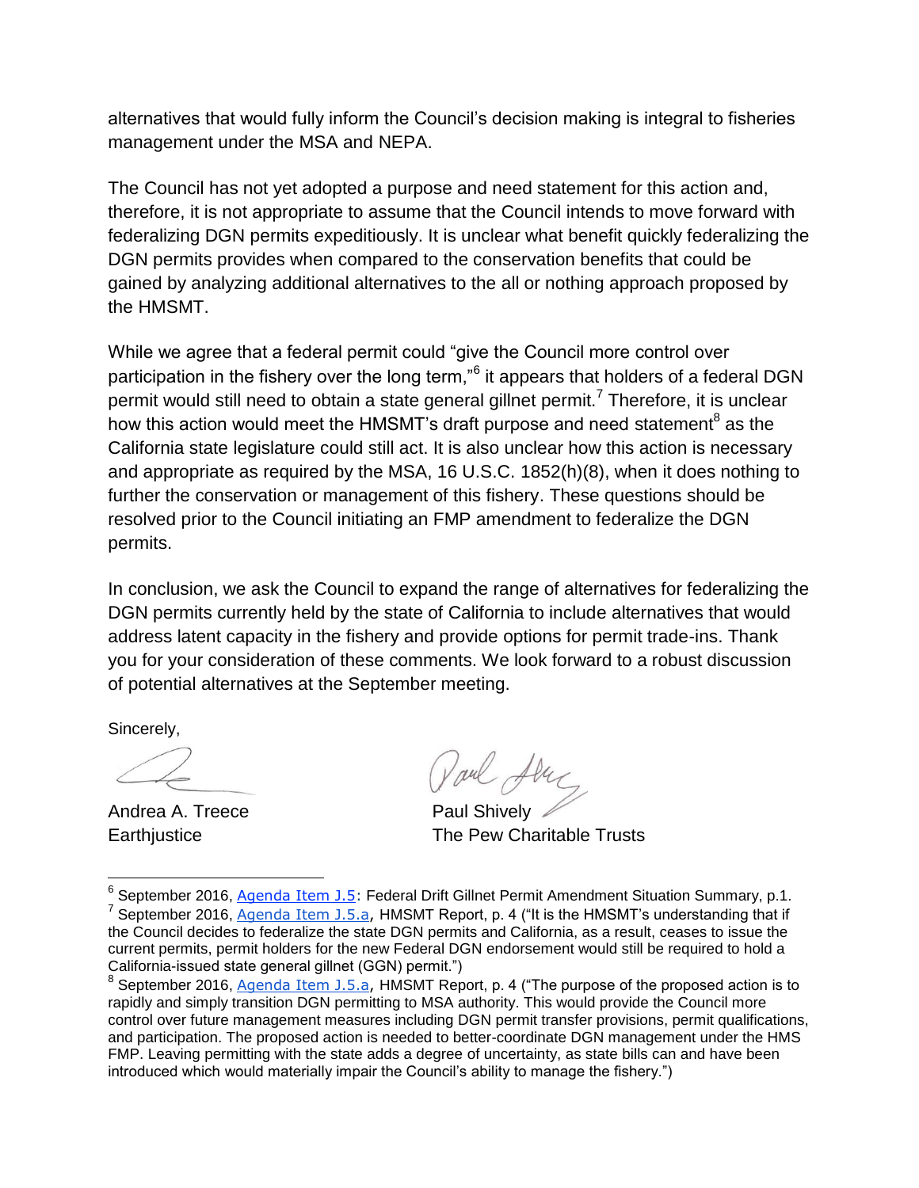alternatives that would fully inform the Council's decision making is integral to fisheries management under the MSA and NEPA.

The Council has not yet adopted a purpose and need statement for this action and, therefore, it is not appropriate to assume that the Council intends to move forward with federalizing DGN permits expeditiously. It is unclear what benefit quickly federalizing the DGN permits provides when compared to the conservation benefits that could be gained by analyzing additional alternatives to the all or nothing approach proposed by the HMSMT.

While we agree that a federal permit could "give the Council more control over participation in the fishery over the long term,"[6] it appears that holders of a federal DGN permit would still need to obtain a state general gillnet permit.[7] Therefore, it is unclear how this action would meet the HMSMT's draft purpose and need statement[8] as the California state legislature could still act. It is also unclear how this action is necessary and appropriate as required by the MSA, 16 U.S.C. 1852(h)(8), when it does nothing to further the conservation or management of this fishery. These questions should be resolved prior to the Council initiating an FMP amendment to federalize the DGN permits.

In conclusion, we ask the Council to expand the range of alternatives for federalizing the DGN permits currently held by the state of California to include alternatives that would address latent capacity in the fishery and provide options for permit trade-ins. Thank you for your consideration of these comments. We look forward to a robust discussion of potential alternatives at the September meeting.

Sincerely,

Andrea A. Treece
Earthjustice

Paul Shively
The Pew Charitable Trusts

---

[6] September 2016, Agenda Item J.5: Federal Drift Gillnet Permit Amendment Situation Summary, p.1.

[7] September 2016, Agenda Item J.5.a, HMSMT Report, p. 4 ("It is the HMSMT's understanding that if the Council decides to federalize the state DGN permits and California, as a result, ceases to issue the current permits, permit holders for the new Federal DGN endorsement would still be required to hold a California-issued state general gillnet (GGN) permit.")

[8] September 2016, Agenda Item J.5.a, HMSMT Report, p. 4 ("The purpose of the proposed action is to rapidly and simply transition DGN permitting to MSA authority. This would provide the Council more control over future management measures including DGN permit transfer provisions, permit qualifications, and participation. The proposed action is needed to better-coordinate DGN management under the HMS FMP. Leaving permitting with the state adds a degree of uncertainty, as state bills can and have been introduced which would materially impair the Council's ability to manage the fishery.")